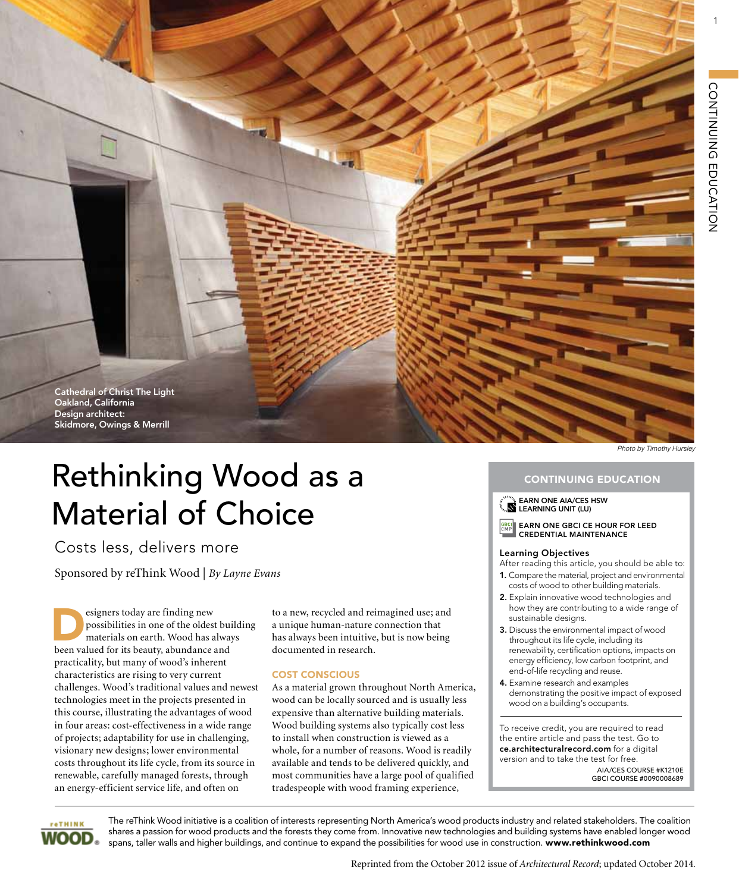Cathedral of Christ The Light
Oakland, California
Design architect:
Skidmore, Owings & Merrill

*Photo by Timothy Hursley*

# Rethinking Wood as a Material of Choice

## Costs less, delivers more

Sponsored by reThink Wood | *By Layne Evans*

Designers today are finding new possibilities in one of the oldest building materials on earth. Wood has always been valued for its beauty, abundance and practicality, but many of wood's inherent characteristics are rising to very current challenges. Wood's traditional values and newest technologies meet in the projects presented in this course, illustrating the advantages of wood in four areas: cost-effectiveness in a wide range of projects; adaptability for use in challenging, visionary new designs; lower environmental costs throughout its life cycle, from its source in renewable, carefully managed forests, through an energy-efficient service life, and often on to a new, recycled and reimagined use; and a unique human-nature connection that has always been intuitive, but is now being documented in research.

### COST CONSCIOUS

As a material grown throughout North America, wood can be locally sourced and is usually less expensive than alternative building materials. Wood building systems also typically cost less to install when construction is viewed as a whole, for a number of reasons. Wood is readily available and tends to be delivered quickly, and most communities have a large pool of qualified tradespeople with wood framing experience,

### CONTINUING EDUCATION

**EARN ONE AIA/CES HSW LEARNING UNIT (LU)**

**EARN ONE GBCI CE HOUR FOR LEED CREDENTIAL MAINTENANCE**

**Learning Objectives**

After reading this article, you should be able to:

1. Compare the material, project and environmental costs of wood to other building materials.
2. Explain innovative wood technologies and how they are contributing to a wide range of sustainable designs.
3. Discuss the environmental impact of wood throughout its life cycle, including its renewability, certification options, impacts on energy efficiency, low carbon footprint, and end-of-life recycling and reuse.
4. Examine research and examples demonstrating the positive impact of exposed wood on a building's occupants.

To receive credit, you are required to read the entire article and pass the test. Go to **ce.architecturalrecord.com** for a digital version and to take the test for free.

AIA/CES COURSE #K1210E
GBCI COURSE #0090008689

The reThink Wood initiative is a coalition of interests representing North America's wood products industry and related stakeholders. The coalition shares a passion for wood products and the forests they come from. Innovative new technologies and building systems have enabled longer wood spans, taller walls and higher buildings, and continue to expand the possibilities for wood use in construction. **www.rethinkwood.com**

Reprinted from the October 2012 issue of *Architectural Record*; updated October 2014.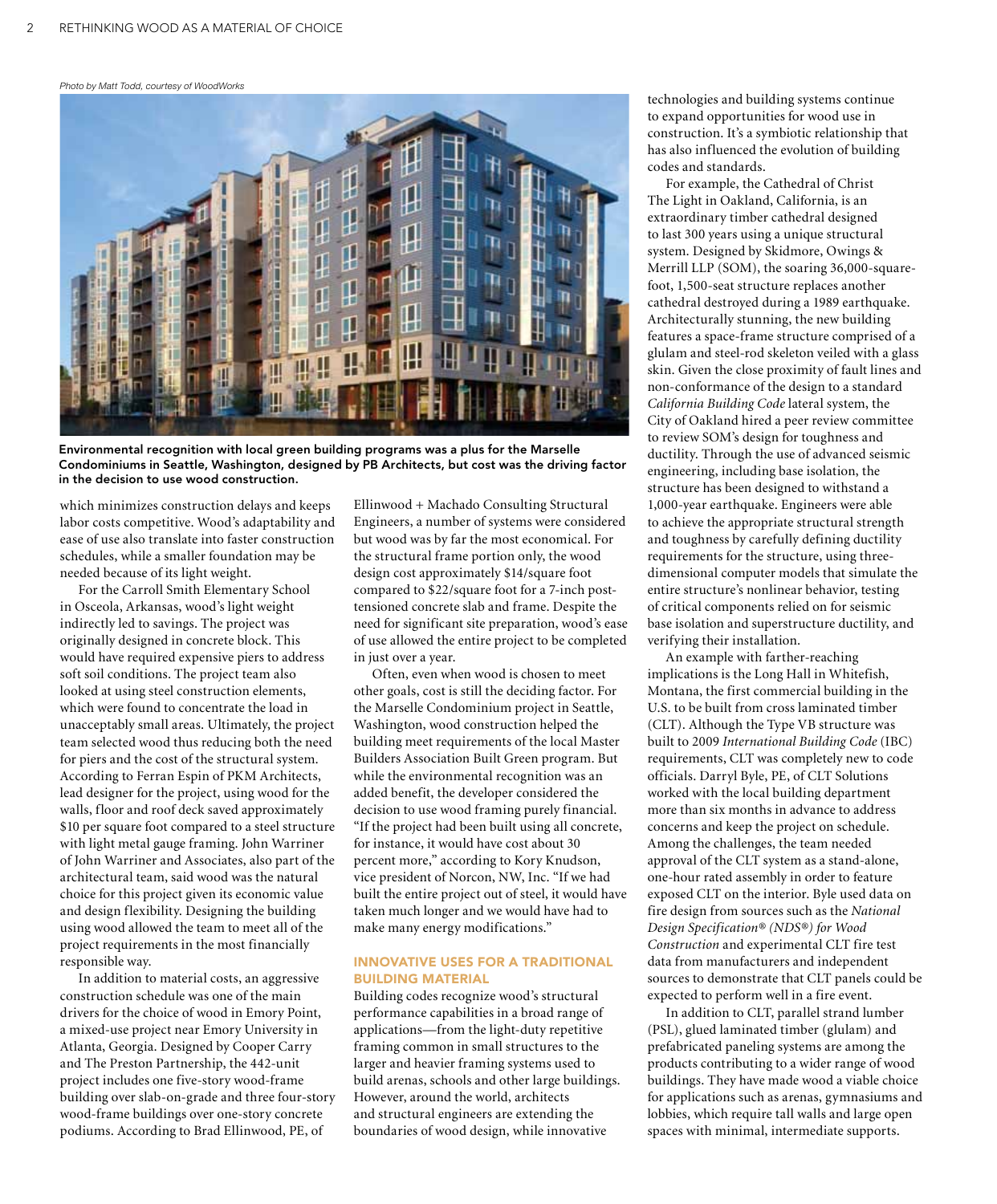Photo by Matt Todd, courtesy of WoodWorks

**Environmental recognition with local green building programs was a plus for the Marselle Condominiums in Seattle, Washington, designed by PB Architects, but cost was the driving factor in the decision to use wood construction.**

which minimizes construction delays and keeps labor costs competitive. Wood's adaptability and ease of use also translate into faster construction schedules, while a smaller foundation may be needed because of its light weight.

For the Carroll Smith Elementary School in Osceola, Arkansas, wood's light weight indirectly led to savings. The project was originally designed in concrete block. This would have required expensive piers to address soft soil conditions. The project team also looked at using steel construction elements, which were found to concentrate the load in unacceptably small areas. Ultimately, the project team selected wood thus reducing both the need for piers and the cost of the structural system. According to Ferran Espin of PKM Architects, lead designer for the project, using wood for the walls, floor and roof deck saved approximately $10 per square foot compared to a steel structure with light metal gauge framing. John Warriner of John Warriner and Associates, also part of the architectural team, said wood was the natural choice for this project given its economic value and design flexibility. Designing the building using wood allowed the team to meet all of the project requirements in the most financially responsible way.

In addition to material costs, an aggressive construction schedule was one of the main drivers for the choice of wood in Emory Point, a mixed-use project near Emory University in Atlanta, Georgia. Designed by Cooper Carry and The Preston Partnership, the 442-unit project includes one five-story wood-frame building over slab-on-grade and three four-story wood-frame buildings over one-story concrete podiums. According to Brad Ellinwood, PE, of Ellinwood + Machado Consulting Structural Engineers, a number of systems were considered but wood was by far the most economical. For the structural frame portion only, the wood design cost approximately $14/square foot compared to $22/square foot for a 7-inch post-tensioned concrete slab and frame. Despite the need for significant site preparation, wood's ease of use allowed the entire project to be completed in just over a year.

Often, even when wood is chosen to meet other goals, cost is still the deciding factor. For the Marselle Condominium project in Seattle, Washington, wood construction helped the building meet requirements of the local Master Builders Association Built Green program. But while the environmental recognition was an added benefit, the developer considered the decision to use wood framing purely financial. "If the project had been built using all concrete, for instance, it would have cost about 30 percent more," according to Kory Knudson, vice president of Norcon, NW, Inc. "If we had built the entire project out of steel, it would have taken much longer and we would have had to make many energy modifications."

## INNOVATIVE USES FOR A TRADITIONAL BUILDING MATERIAL

Building codes recognize wood's structural performance capabilities in a broad range of applications—from the light-duty repetitive framing common in small structures to the larger and heavier framing systems used to build arenas, schools and other large buildings. However, around the world, architects and structural engineers are extending the boundaries of wood design, while innovative technologies and building systems continue to expand opportunities for wood use in construction. It's a symbiotic relationship that has also influenced the evolution of building codes and standards.

For example, the Cathedral of Christ The Light in Oakland, California, is an extraordinary timber cathedral designed to last 300 years using a unique structural system. Designed by Skidmore, Owings & Merrill LLP (SOM), the soaring 36,000-square-foot, 1,500-seat structure replaces another cathedral destroyed during a 1989 earthquake. Architecturally stunning, the new building features a space-frame structure comprised of a glulam and steel-rod skeleton veiled with a glass skin. Given the close proximity of fault lines and non-conformance of the design to a standard *California Building Code* lateral system, the City of Oakland hired a peer review committee to review SOM's design for toughness and ductility. Through the use of advanced seismic engineering, including base isolation, the structure has been designed to withstand a 1,000-year earthquake. Engineers were able to achieve the appropriate structural strength and toughness by carefully defining ductility requirements for the structure, using three-dimensional computer models that simulate the entire structure's nonlinear behavior, testing of critical components relied on for seismic base isolation and superstructure ductility, and verifying their installation.

An example with farther-reaching implications is the Long Hall in Whitefish, Montana, the first commercial building in the U.S. to be built from cross laminated timber (CLT). Although the Type VB structure was built to 2009 *International Building Code* (IBC) requirements, CLT was completely new to code officials. Darryl Byle, PE, of CLT Solutions worked with the local building department more than six months in advance to address concerns and keep the project on schedule. Among the challenges, the team needed approval of the CLT system as a stand-alone, one-hour rated assembly in order to feature exposed CLT on the interior. Byle used data on fire design from sources such as the *National Design Specification® (NDS®) for Wood Construction* and experimental CLT fire test data from manufacturers and independent sources to demonstrate that CLT panels could be expected to perform well in a fire event.

In addition to CLT, parallel strand lumber (PSL), glued laminated timber (glulam) and prefabricated paneling systems are among the products contributing to a wider range of wood buildings. They have made wood a viable choice for applications such as arenas, gymnasiums and lobbies, which require tall walls and large open spaces with minimal, intermediate supports.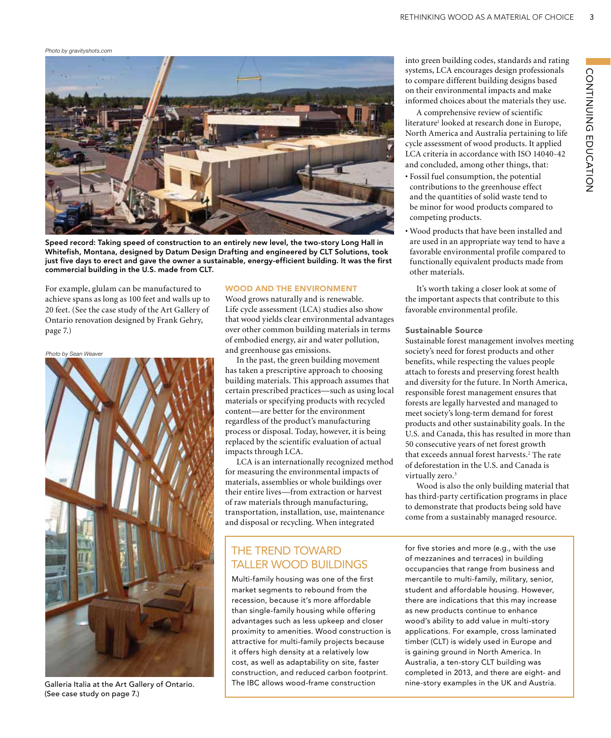Photo by gravityshots.com

**Speed record: Taking speed of construction to an entirely new level, the two-story Long Hall in Whitefish, Montana, designed by Datum Design Drafting and engineered by CLT Solutions, took just five days to erect and gave the owner a sustainable, energy-efficient building. It was the first commercial building in the U.S. made from CLT.**

For example, glulam can be manufactured to achieve spans as long as 100 feet and walls up to 20 feet. (See the case study of the Art Gallery of Ontario renovation designed by Frank Gehry, page 7.)

Photo by Sean Weaver

Galleria Italia at the Art Gallery of Ontario. (See case study on page 7.)

## WOOD AND THE ENVIRONMENT

Wood grows naturally and is renewable. Life cycle assessment (LCA) studies also show that wood yields clear environmental advantages over other common building materials in terms of embodied energy, air and water pollution, and greenhouse gas emissions.

In the past, the green building movement has taken a prescriptive approach to choosing building materials. This approach assumes that certain prescribed practices—such as using local materials or specifying products with recycled content—are better for the environment regardless of the product's manufacturing process or disposal. Today, however, it is being replaced by the scientific evaluation of actual impacts through LCA.

LCA is an internationally recognized method for measuring the environmental impacts of materials, assemblies or whole buildings over their entire lives—from extraction or harvest of raw materials through manufacturing, transportation, installation, use, maintenance and disposal or recycling. When integrated into green building codes, standards and rating systems, LCA encourages design professionals to compare different building designs based on their environmental impacts and make informed choices about the materials they use.

A comprehensive review of scientific literature[1] looked at research done in Europe, North America and Australia pertaining to life cycle assessment of wood products. It applied LCA criteria in accordance with ISO 14040-42 and concluded, among other things, that:

- Fossil fuel consumption, the potential contributions to the greenhouse effect and the quantities of solid waste tend to be minor for wood products compared to competing products.
- Wood products that have been installed and are used in an appropriate way tend to have a favorable environmental profile compared to functionally equivalent products made from other materials.

It's worth taking a closer look at some of the important aspects that contribute to this favorable environmental profile.

### Sustainable Source

Sustainable forest management involves meeting society's need for forest products and other benefits, while respecting the values people attach to forests and preserving forest health and diversity for the future. In North America, responsible forest management ensures that forests are legally harvested and managed to meet society's long-term demand for forest products and other sustainability goals. In the U.S. and Canada, this has resulted in more than 50 consecutive years of net forest growth that exceeds annual forest harvests.[2] The rate of deforestation in the U.S. and Canada is virtually zero.[3]

Wood is also the only building material that has third-party certification programs in place to demonstrate that products being sold have come from a sustainably managed resource.

## THE TREND TOWARD TALLER WOOD BUILDINGS

Multi-family housing was one of the first market segments to rebound from the recession, because it's more affordable than single-family housing while offering advantages such as less upkeep and closer proximity to amenities. Wood construction is attractive for multi-family projects because it offers high density at a relatively low cost, as well as adaptability on site, faster construction, and reduced carbon footprint. The IBC allows wood-frame construction for five stories and more (e.g., with the use of mezzanines and terraces) in building occupancies that range from business and mercantile to multi-family, military, senior, student and affordable housing. However, there are indications that this may increase as new products continue to enhance wood's ability to add value in multi-story applications. For example, cross laminated timber (CLT) is widely used in Europe and is gaining ground in North America. In Australia, a ten-story CLT building was completed in 2013, and there are eight- and nine-story examples in the UK and Austria.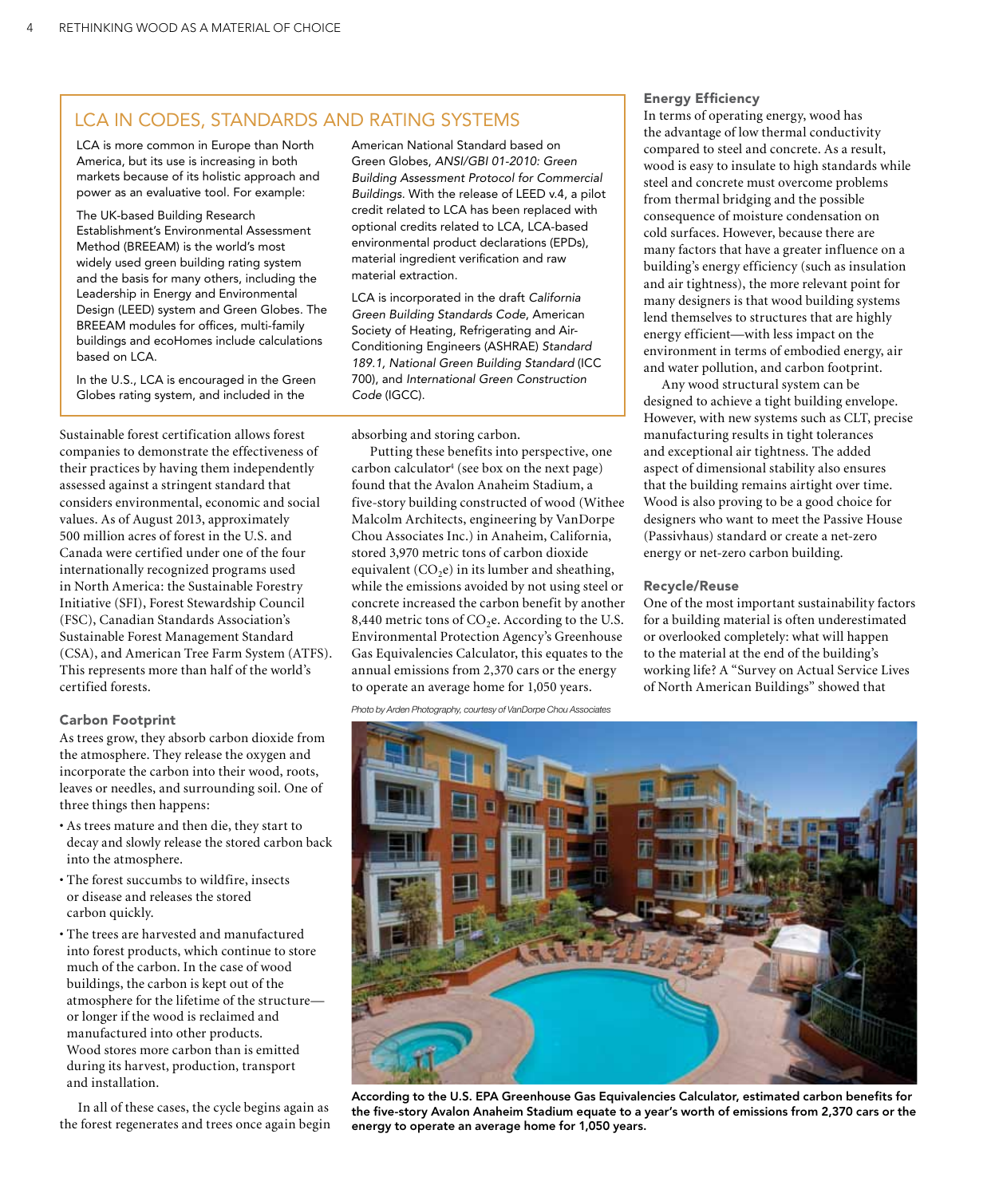## LCA IN CODES, STANDARDS AND RATING SYSTEMS

LCA is more common in Europe than North America, but its use is increasing in both markets because of its holistic approach and power as an evaluative tool. For example:

The UK-based Building Research Establishment's Environmental Assessment Method (BREEAM) is the world's most widely used green building rating system and the basis for many others, including the Leadership in Energy and Environmental Design (LEED) system and Green Globes. The BREEAM modules for offices, multi-family buildings and ecoHomes include calculations based on LCA.

In the U.S., LCA is encouraged in the Green Globes rating system, and included in the American National Standard based on Green Globes, *ANSI/GBI 01-2010: Green Building Assessment Protocol for Commercial Buildings*. With the release of LEED v.4, a pilot credit related to LCA has been replaced with optional credits related to LCA, LCA-based environmental product declarations (EPDs), material ingredient verification and raw material extraction.

LCA is incorporated in the draft *California Green Building Standards Code*, American Society of Heating, Refrigerating and Air-Conditioning Engineers (ASHRAE) *Standard 189.1, National Green Building Standard* (ICC 700), and *International Green Construction Code* (IGCC).

Sustainable forest certification allows forest companies to demonstrate the effectiveness of their practices by having them independently assessed against a stringent standard that considers environmental, economic and social values. As of August 2013, approximately 500 million acres of forest in the U.S. and Canada were certified under one of the four internationally recognized programs used in North America: the Sustainable Forestry Initiative (SFI), Forest Stewardship Council (FSC), Canadian Standards Association's Sustainable Forest Management Standard (CSA), and American Tree Farm System (ATFS). This represents more than half of the world's certified forests.

### Carbon Footprint

As trees grow, they absorb carbon dioxide from the atmosphere. They release the oxygen and incorporate the carbon into their wood, roots, leaves or needles, and surrounding soil. One of three things then happens:

- As trees mature and then die, they start to decay and slowly release the stored carbon back into the atmosphere.
- The forest succumbs to wildfire, insects or disease and releases the stored carbon quickly.
- The trees are harvested and manufactured into forest products, which continue to store much of the carbon. In the case of wood buildings, the carbon is kept out of the atmosphere for the lifetime of the structure—or longer if the wood is reclaimed and manufactured into other products. Wood stores more carbon than is emitted during its harvest, production, transport and installation.

In all of these cases, the cycle begins again as the forest regenerates and trees once again begin absorbing and storing carbon.

Putting these benefits into perspective, one carbon calculator[4] (see box on the next page) found that the Avalon Anaheim Stadium, a five-story building constructed of wood (Withee Malcolm Architects, engineering by VanDorpe Chou Associates Inc.) in Anaheim, California, stored 3,970 metric tons of carbon dioxide equivalent ($CO_2e$) in its lumber and sheathing, while the emissions avoided by not using steel or concrete increased the carbon benefit by another 8,440 metric tons of $CO_2e$. According to the U.S. Environmental Protection Agency's Greenhouse Gas Equivalencies Calculator, this equates to the annual emissions from 2,370 cars or the energy to operate an average home for 1,050 years.

Photo by Arden Photography, courtesy of VanDorpe Chou Associates

**According to the U.S. EPA Greenhouse Gas Equivalencies Calculator, estimated carbon benefits for the five-story Avalon Anaheim Stadium equate to a year's worth of emissions from 2,370 cars or the energy to operate an average home for 1,050 years.**

### Energy Efficiency

In terms of operating energy, wood has the advantage of low thermal conductivity compared to steel and concrete. As a result, wood is easy to insulate to high standards while steel and concrete must overcome problems from thermal bridging and the possible consequence of moisture condensation on cold surfaces. However, because there are many factors that have a greater influence on a building's energy efficiency (such as insulation and air tightness), the more relevant point for many designers is that wood building systems lend themselves to structures that are highly energy efficient—with less impact on the environment in terms of embodied energy, air and water pollution, and carbon footprint.

Any wood structural system can be designed to achieve a tight building envelope. However, with new systems such as CLT, precise manufacturing results in tight tolerances and exceptional air tightness. The added aspect of dimensional stability also ensures that the building remains airtight over time. Wood is also proving to be a good choice for designers who want to meet the Passive House (Passivhaus) standard or create a net-zero energy or net-zero carbon building.

### Recycle/Reuse

One of the most important sustainability factors for a building material is often underestimated or overlooked completely: what will happen to the material at the end of the building's working life? A "Survey on Actual Service Lives of North American Buildings" showed that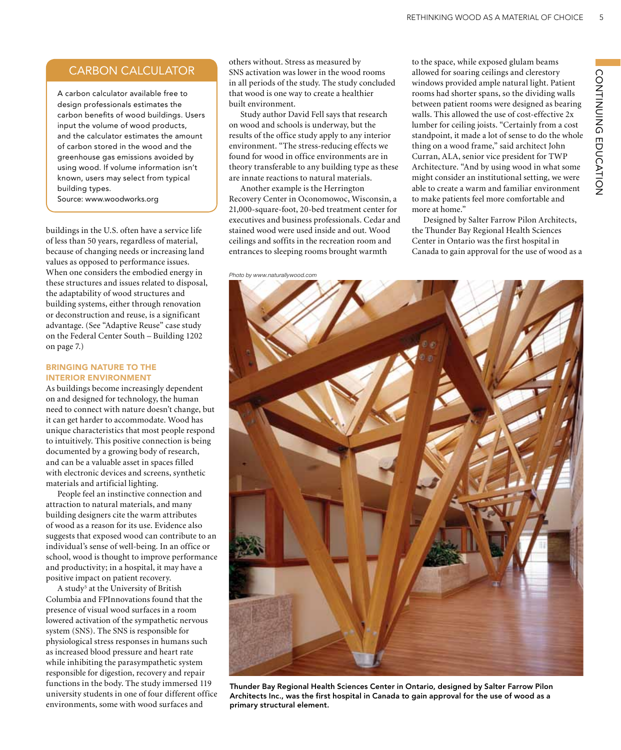## CARBON CALCULATOR

A carbon calculator available free to design professionals estimates the carbon benefits of wood buildings. Users input the volume of wood products, and the calculator estimates the amount of carbon stored in the wood and the greenhouse gas emissions avoided by using wood. If volume information isn't known, users may select from typical building types.
Source: www.woodworks.org

buildings in the U.S. often have a service life of less than 50 years, regardless of material, because of changing needs or increasing land values as opposed to performance issues. When one considers the embodied energy in these structures and issues related to disposal, the adaptability of wood structures and building systems, either through renovation or deconstruction and reuse, is a significant advantage. (See "Adaptive Reuse" case study on the Federal Center South – Building 1202 on page 7.)

### BRINGING NATURE TO THE INTERIOR ENVIRONMENT

As buildings become increasingly dependent on and designed for technology, the human need to connect with nature doesn't change, but it can get harder to accommodate. Wood has unique characteristics that most people respond to intuitively. This positive connection is being documented by a growing body of research, and can be a valuable asset in spaces filled with electronic devices and screens, synthetic materials and artificial lighting.

People feel an instinctive connection and attraction to natural materials, and many building designers cite the warm attributes of wood as a reason for its use. Evidence also suggests that exposed wood can contribute to an individual's sense of well-being. In an office or school, wood is thought to improve performance and productivity; in a hospital, it may have a positive impact on patient recovery.

A study[5] at the University of British Columbia and FPInnovations found that the presence of visual wood surfaces in a room lowered activation of the sympathetic nervous system (SNS). The SNS is responsible for physiological stress responses in humans such as increased blood pressure and heart rate while inhibiting the parasympathetic system responsible for digestion, recovery and repair functions in the body. The study immersed 119 university students in one of four different office environments, some with wood surfaces and others without. Stress as measured by SNS activation was lower in the wood rooms in all periods of the study. The study concluded that wood is one way to create a healthier built environment.

Study author David Fell says that research on wood and schools is underway, but the results of the office study apply to any interior environment. "The stress-reducing effects we found for wood in office environments are in theory transferable to any building type as these are innate reactions to natural materials."

Another example is the Herrington Recovery Center in Oconomowoc, Wisconsin, a 21,000-square-foot, 20-bed treatment center for executives and business professionals. Cedar and stained wood were used inside and out. Wood ceilings and soffits in the recreation room and entrances to sleeping rooms brought warmth to the space, while exposed glulam beams allowed for soaring ceilings and clerestory windows provided ample natural light. Patient rooms had shorter spans, so the dividing walls between patient rooms were designed as bearing walls. This allowed the use of cost-effective 2x lumber for ceiling joists. "Certainly from a cost standpoint, it made a lot of sense to do the whole thing on a wood frame," said architect John Curran, ALA, senior vice president for TWP Architecture. "And by using wood in what some might consider an institutional setting, we were able to create a warm and familiar environment to make patients feel more comfortable and more at home."

Designed by Salter Farrow Pilon Architects, the Thunder Bay Regional Health Sciences Center in Ontario was the first hospital in Canada to gain approval for the use of wood as a

*Photo by www.naturallywood.com*

**Thunder Bay Regional Health Sciences Center in Ontario, designed by Salter Farrow Pilon Architects Inc., was the first hospital in Canada to gain approval for the use of wood as a primary structural element.**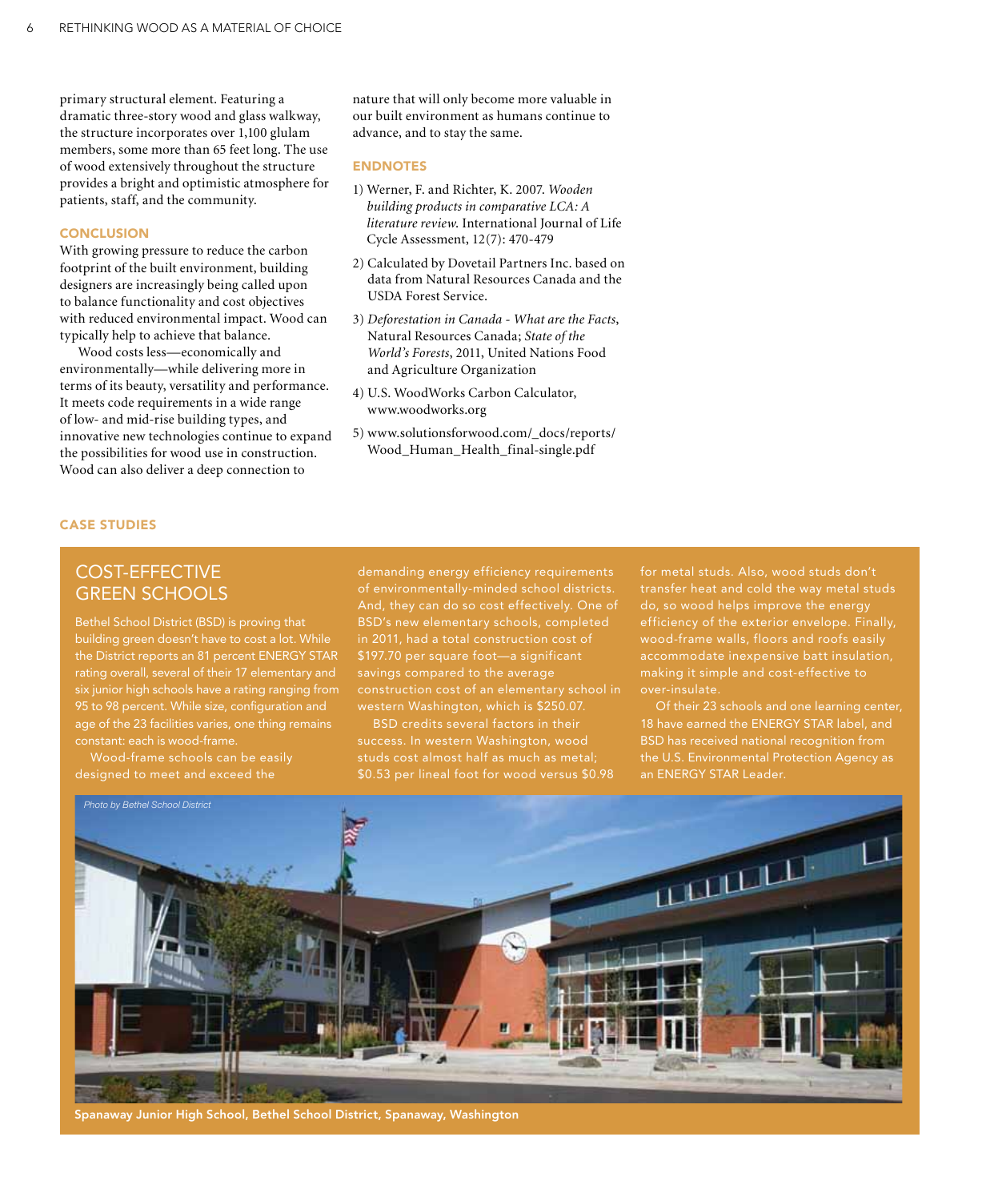primary structural element. Featuring a dramatic three-story wood and glass walkway, the structure incorporates over 1,100 glulam members, some more than 65 feet long. The use of wood extensively throughout the structure provides a bright and optimistic atmosphere for patients, staff, and the community.

## CONCLUSION

With growing pressure to reduce the carbon footprint of the built environment, building designers are increasingly being called upon to balance functionality and cost objectives with reduced environmental impact. Wood can typically help to achieve that balance.

Wood costs less—economically and environmentally—while delivering more in terms of its beauty, versatility and performance. It meets code requirements in a wide range of low- and mid-rise building types, and innovative new technologies continue to expand the possibilities for wood use in construction. Wood can also deliver a deep connection to nature that will only become more valuable in our built environment as humans continue to advance, and to stay the same.

## ENDNOTES

1) Werner, F. and Richter, K. 2007. *Wooden building products in comparative LCA: A literature review.* International Journal of Life Cycle Assessment, 12(7): 470-479

2) Calculated by Dovetail Partners Inc. based on data from Natural Resources Canada and the USDA Forest Service.

3) *Deforestation in Canada - What are the Facts*, Natural Resources Canada; *State of the World's Forests*, 2011, United Nations Food and Agriculture Organization

4) U.S. WoodWorks Carbon Calculator, www.woodworks.org

5) www.solutionsforwood.com/_docs/reports/Wood_Human_Health_final-single.pdf

## CASE STUDIES

### COST-EFFECTIVE GREEN SCHOOLS

Bethel School District (BSD) is proving that building green doesn't have to cost a lot. While the District reports an 81 percent ENERGY STAR rating overall, several of their 17 elementary and six junior high schools have a rating ranging from 95 to 98 percent. While size, configuration and age of the 23 facilities varies, one thing remains constant: each is wood-frame.

Wood-frame schools can be easily designed to meet and exceed the demanding energy efficiency requirements of environmentally-minded school districts. And, they can do so cost effectively. One of BSD's new elementary schools, completed in 2011, had a total construction cost of $197.70 per square foot—a significant savings compared to the average construction cost of an elementary school in western Washington, which is $250.07.

BSD credits several factors in their success. In western Washington, wood studs cost almost half as much as metal; $0.53 per lineal foot for wood versus $0.98 for metal studs. Also, wood studs don't transfer heat and cold the way metal studs do, so wood helps improve the energy efficiency of the exterior envelope. Finally, wood-frame walls, floors and roofs easily accommodate inexpensive batt insulation, making it simple and cost-effective to over-insulate.

Of their 23 schools and one learning center, 18 have earned the ENERGY STAR label, and BSD has received national recognition from the U.S. Environmental Protection Agency as an ENERGY STAR Leader.

*Photo by Bethel School District*

**Spanaway Junior High School, Bethel School District, Spanaway, Washington**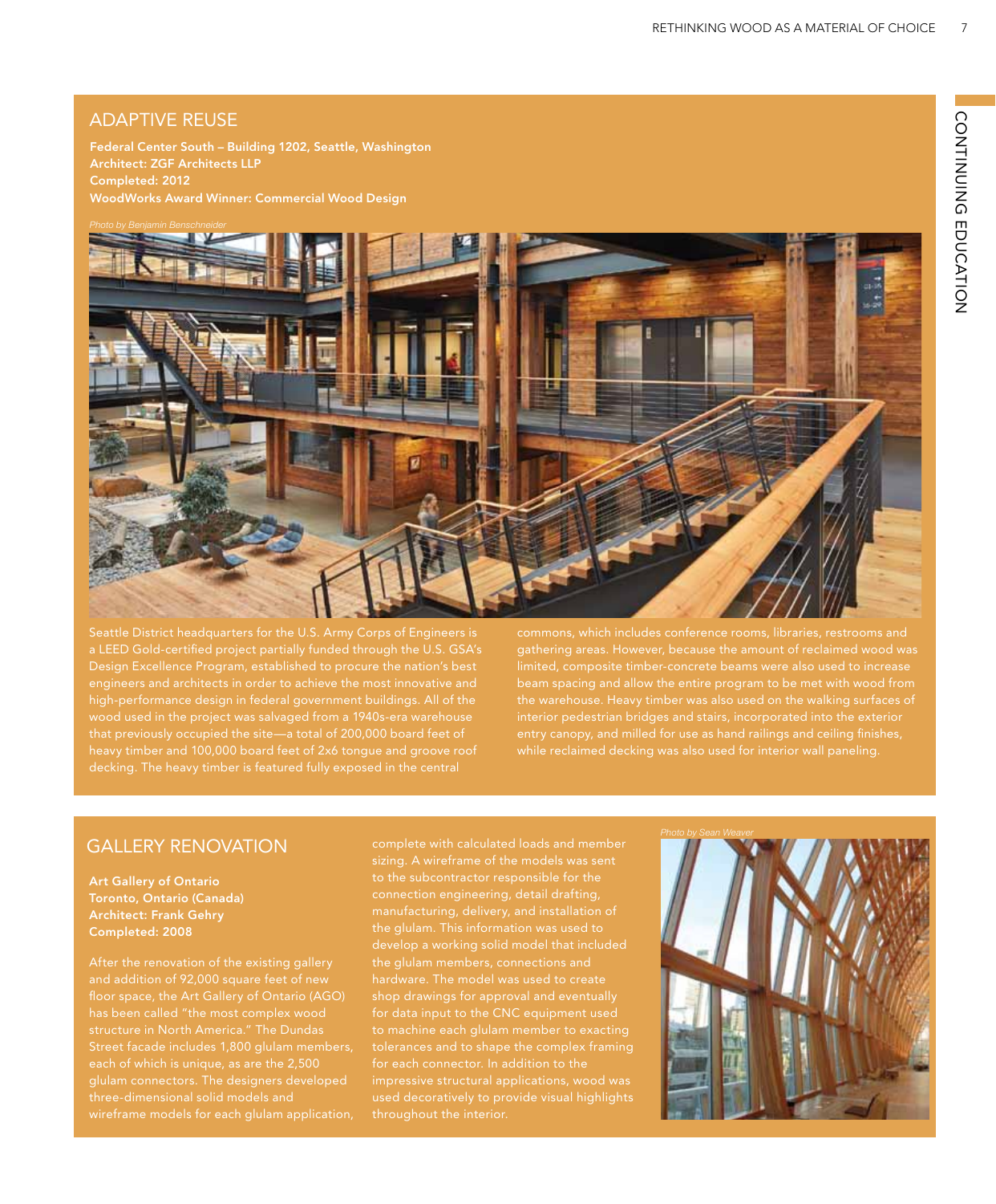## ADAPTIVE REUSE

**Federal Center South – Building 1202, Seattle, Washington**
**Architect: ZGF Architects LLP**
**Completed: 2012**
**WoodWorks Award Winner: Commercial Wood Design**

*Photo by Benjamin Benschneider*

Seattle District headquarters for the U.S. Army Corps of Engineers is a LEED Gold-certified project partially funded through the U.S. GSA's Design Excellence Program, established to procure the nation's best engineers and architects in order to achieve the most innovative and high-performance design in federal government buildings. All of the wood used in the project was salvaged from a 1940s-era warehouse that previously occupied the site—a total of 200,000 board feet of heavy timber and 100,000 board feet of 2x6 tongue and groove roof decking. The heavy timber is featured fully exposed in the central commons, which includes conference rooms, libraries, restrooms and gathering areas. However, because the amount of reclaimed wood was limited, composite timber-concrete beams were also used to increase beam spacing and allow the entire program to be met with wood from the warehouse. Heavy timber was also used on the walking surfaces of interior pedestrian bridges and stairs, incorporated into the exterior entry canopy, and milled for use as hand railings and ceiling finishes, while reclaimed decking was also used for interior wall paneling.

## GALLERY RENOVATION

**Art Gallery of Ontario**
**Toronto, Ontario (Canada)**
**Architect: Frank Gehry**
**Completed: 2008**

After the renovation of the existing gallery and addition of 92,000 square feet of new floor space, the Art Gallery of Ontario (AGO) has been called "the most complex wood structure in North America." The Dundas Street facade includes 1,800 glulam members, each of which is unique, as are the 2,500 glulam connectors. The designers developed three-dimensional solid models and wireframe models for each glulam application, complete with calculated loads and member sizing. A wireframe of the models was sent to the subcontractor responsible for the connection engineering, detail drafting, manufacturing, delivery, and installation of the glulam. This information was used to develop a working solid model that included the glulam members, connections and hardware. The model was used to create shop drawings for approval and eventually for data input to the CNC equipment used to machine each glulam member to exacting tolerances and to shape the complex framing for each connector. In addition to the impressive structural applications, wood was used decoratively to provide visual highlights throughout the interior.

*Photo by Sean Weaver*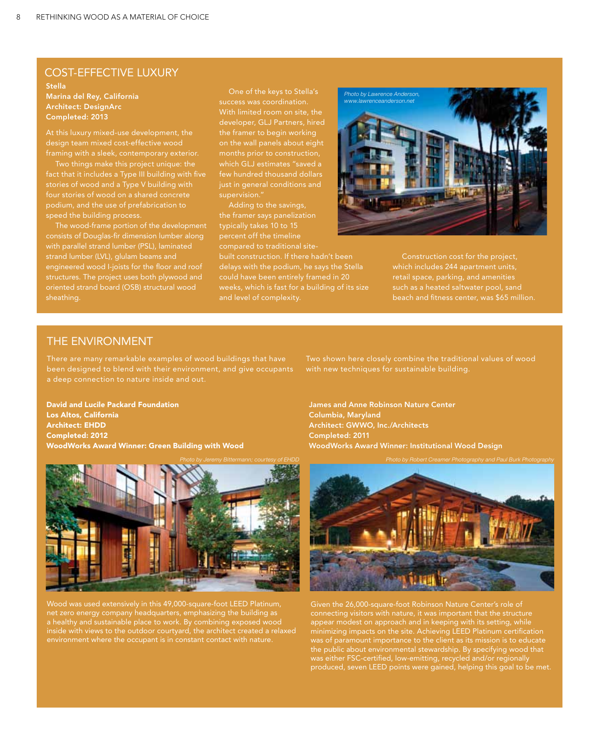## COST-EFFECTIVE LUXURY

**Stella**
**Marina del Rey, California**
**Architect: DesignArc**
**Completed: 2013**

At this luxury mixed-use development, the design team mixed cost-effective wood framing with a sleek, contemporary exterior.

Two things make this project unique: the fact that it includes a Type III building with five stories of wood and a Type V building with four stories of wood on a shared concrete podium, and the use of prefabrication to speed the building process.

The wood-frame portion of the development consists of Douglas-fir dimension lumber along with parallel strand lumber (PSL), laminated strand lumber (LVL), glulam beams and engineered wood I-joists for the floor and roof structures. The project uses both plywood and oriented strand board (OSB) structural wood sheathing.

One of the keys to Stella's success was coordination. With limited room on site, the developer, GLJ Partners, hired the framer to begin working on the wall panels about eight months prior to construction, which GLJ estimates "saved a few hundred thousand dollars just in general conditions and supervision."

Adding to the savings, the framer says panelization typically takes 10 to 15 percent off the timeline compared to traditional site-built construction. If there hadn't been delays with the podium, he says the Stella could have been entirely framed in 20 weeks, which is fast for a building of its size and level of complexity.

*Photo by Lawrence Anderson, www.lawrenceanderson.net*

Construction cost for the project, which includes 244 apartment units, retail space, parking, and amenities such as a heated saltwater pool, sand beach and fitness center, was $65 million.

## THE ENVIRONMENT

There are many remarkable examples of wood buildings that have been designed to blend with their environment, and give occupants a deep connection to nature inside and out. Two shown here closely combine the traditional values of wood with new techniques for sustainable building.

**David and Lucile Packard Foundation**
**Los Altos, California**
**Architect: EHDD**
**Completed: 2012**
**WoodWorks Award Winner: Green Building with Wood**

*Photo by Jeremy Bittermann; courtesy of EHDD*

Wood was used extensively in this 49,000-square-foot LEED Platinum, net zero energy company headquarters, emphasizing the building as a healthy and sustainable place to work. By combining exposed wood inside with views to the outdoor courtyard, the architect created a relaxed environment where the occupant is in constant contact with nature.

**James and Anne Robinson Nature Center**
**Columbia, Maryland**
**Architect: GWWO, Inc./Architects**
**Completed: 2011**
**WoodWorks Award Winner: Institutional Wood Design**

*Photo by Robert Creamer Photography and Paul Burk Photography*

Given the 26,000-square-foot Robinson Nature Center's role of connecting visitors with nature, it was important that the structure appear modest on approach and in keeping with its setting, while minimizing impacts on the site. Achieving LEED Platinum certification was of paramount importance to the client as its mission is to educate the public about environmental stewardship. By specifying wood that was either FSC-certified, low-emitting, recycled and/or regionally produced, seven LEED points were gained, helping this goal to be met.